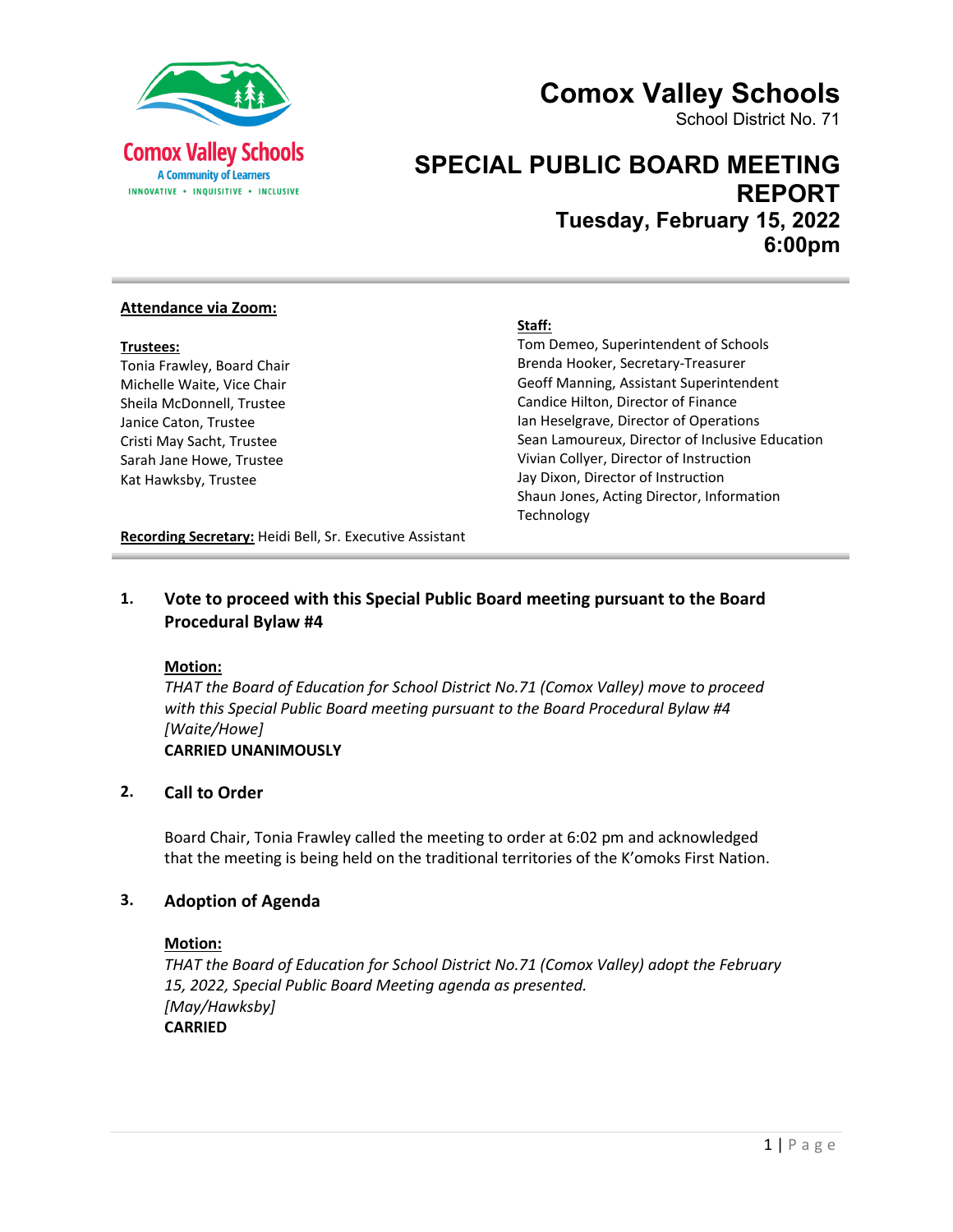# Comox Valley Schools

School District No. 71

## SPECIAL PUBLIC BOARD MEETING REPORT

### Tuesday, February 15, 2022
### 6:00pm

**Attendance via Zoom:**

**Trustees:**
Tonia Frawley, Board Chair
Michelle Waite, Vice Chair
Sheila McDonnell, Trustee
Janice Caton, Trustee
Cristi May Sacht, Trustee
Sarah Jane Howe, Trustee
Kat Hawksby, Trustee

**Staff:**
Tom Demeo, Superintendent of Schools
Brenda Hooker, Secretary-Treasurer
Geoff Manning, Assistant Superintendent
Candice Hilton, Director of Finance
Ian Heselgrave, Director of Operations
Sean Lamoureux, Director of Inclusive Education
Vivian Collyer, Director of Instruction
Jay Dixon, Director of Instruction
Shaun Jones, Acting Director, Information Technology

**Recording Secretary:** Heidi Bell, Sr. Executive Assistant

## 1. Vote to proceed with this Special Public Board meeting pursuant to the Board Procedural Bylaw #4

**Motion:**
*THAT the Board of Education for School District No.71 (Comox Valley) move to proceed with this Special Public Board meeting pursuant to the Board Procedural Bylaw #4 [Waite/Howe]*
**CARRIED UNANIMOUSLY**

## 2. Call to Order

Board Chair, Tonia Frawley called the meeting to order at 6:02 pm and acknowledged that the meeting is being held on the traditional territories of the K'omoks First Nation.

## 3. Adoption of Agenda

**Motion:**
*THAT the Board of Education for School District No.71 (Comox Valley) adopt the February 15, 2022, Special Public Board Meeting agenda as presented.*
*[May/Hawksby]*
**CARRIED**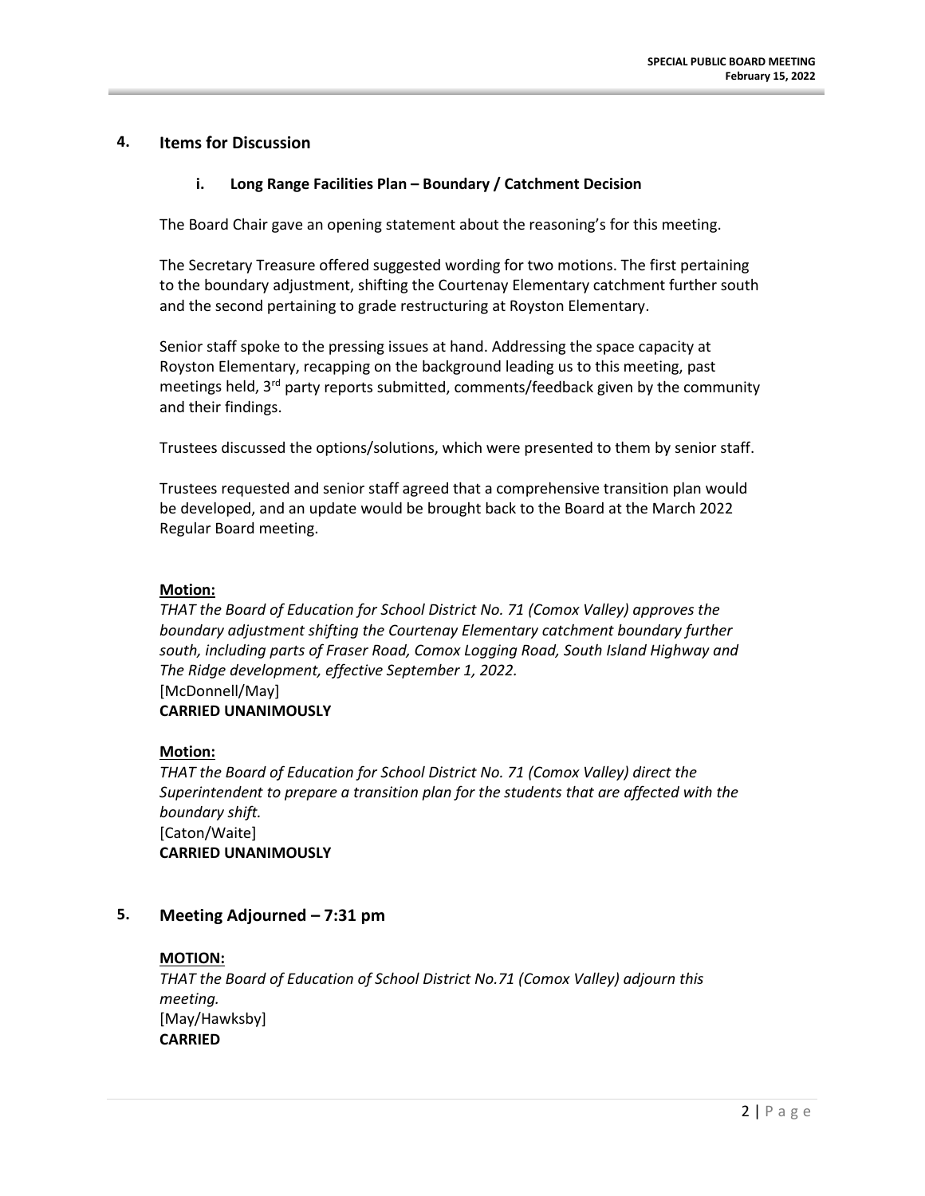## 4. Items for Discussion

### i. Long Range Facilities Plan – Boundary / Catchment Decision

The Board Chair gave an opening statement about the reasoning's for this meeting.

The Secretary Treasure offered suggested wording for two motions. The first pertaining to the boundary adjustment, shifting the Courtenay Elementary catchment further south and the second pertaining to grade restructuring at Royston Elementary.

Senior staff spoke to the pressing issues at hand. Addressing the space capacity at Royston Elementary, recapping on the background leading us to this meeting, past meetings held, 3rd party reports submitted, comments/feedback given by the community and their findings.

Trustees discussed the options/solutions, which were presented to them by senior staff.

Trustees requested and senior staff agreed that a comprehensive transition plan would be developed, and an update would be brought back to the Board at the March 2022 Regular Board meeting.

**Motion:**
*THAT the Board of Education for School District No. 71 (Comox Valley) approves the boundary adjustment shifting the Courtenay Elementary catchment boundary further south, including parts of Fraser Road, Comox Logging Road, South Island Highway and The Ridge development, effective September 1, 2022.*
[McDonnell/May]
**CARRIED UNANIMOUSLY**

**Motion:**
*THAT the Board of Education for School District No. 71 (Comox Valley) direct the Superintendent to prepare a transition plan for the students that are affected with the boundary shift.*
[Caton/Waite]
**CARRIED UNANIMOUSLY**

## 5. Meeting Adjourned – 7:31 pm

**MOTION:**
*THAT the Board of Education of School District No.71 (Comox Valley) adjourn this meeting.*
[May/Hawksby]
**CARRIED**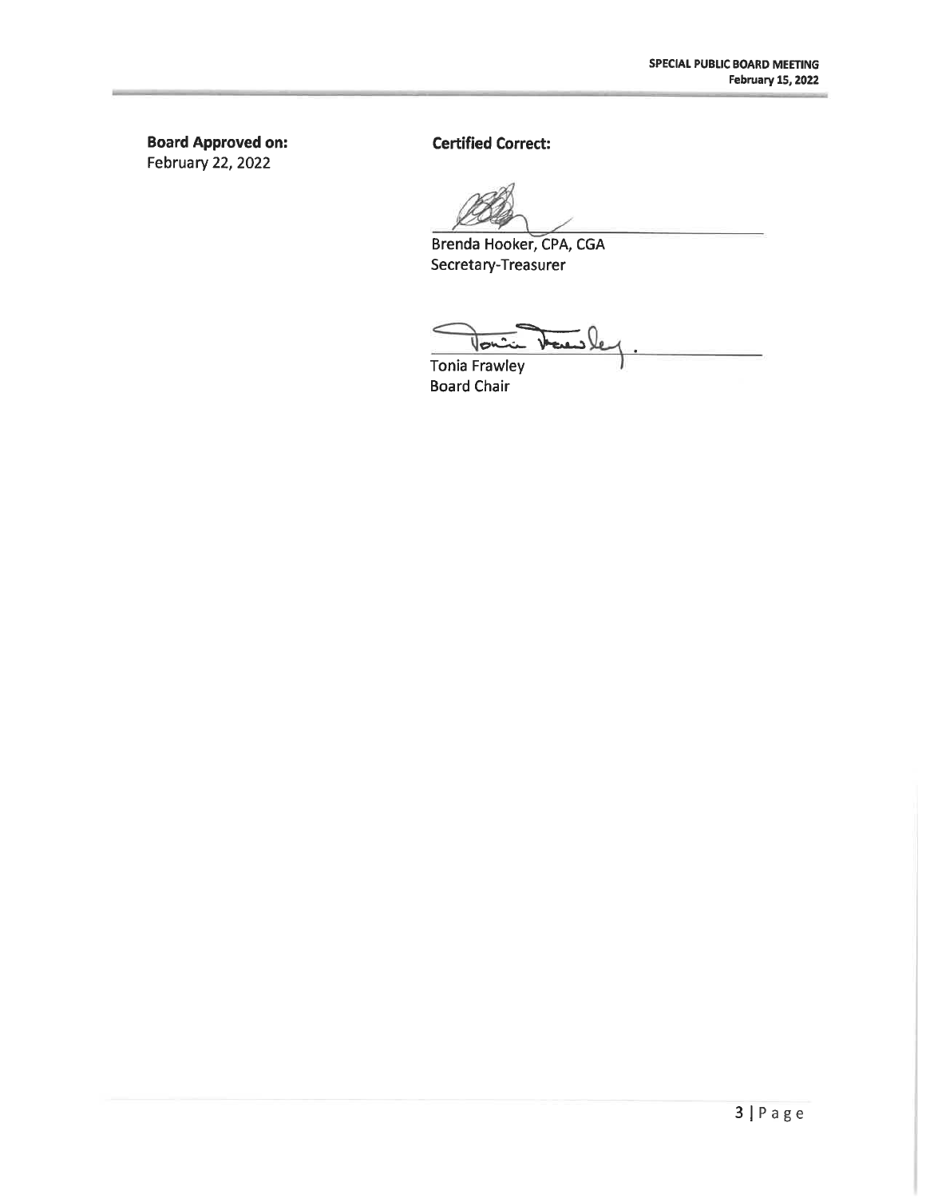**Board Approved on:**
February 22, 2022

**Certified Correct:**

Brenda Hooker, CPA, CGA
Secretary-Treasurer

Tonia Frawley
Board Chair